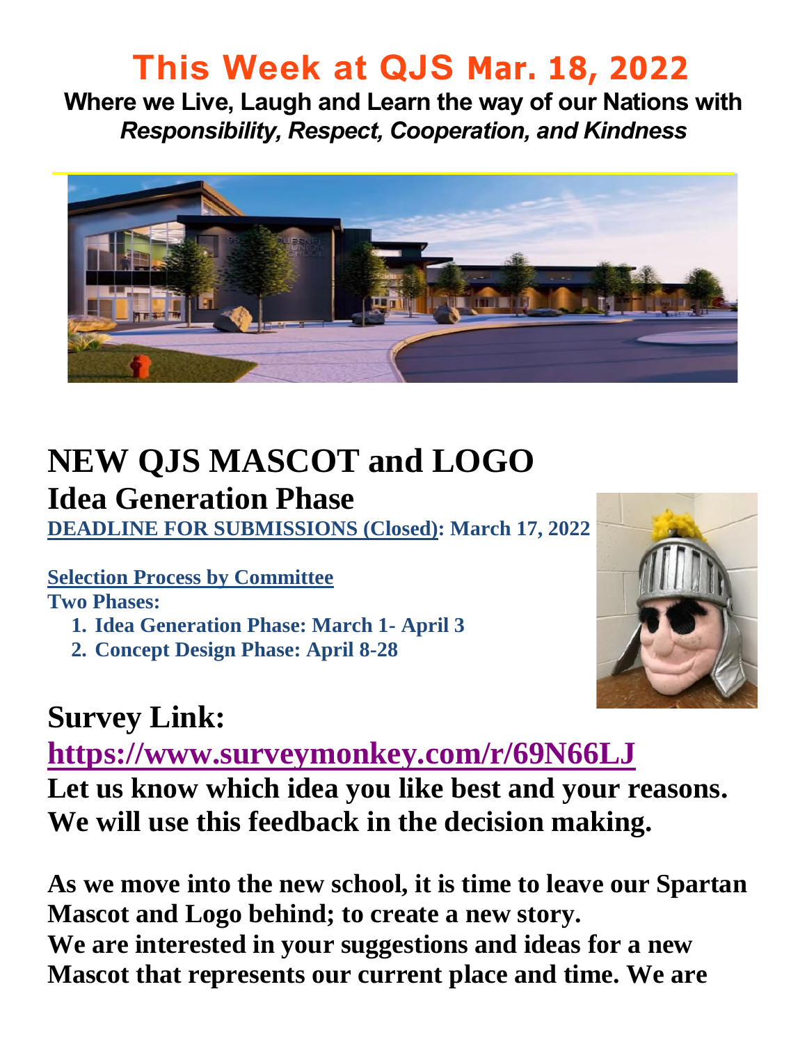# This Week at QJS Mar. 18, 2022

**Where we Live, Laugh and Learn the way of our Nations with *Responsibility, Respect, Cooperation, and Kindness***

# NEW QJS MASCOT and LOGO

## Idea Generation Phase

**DEADLINE FOR SUBMISSIONS (Closed): March 17, 2022**

**Selection Process by Committee**

**Two Phases:**

1. **Idea Generation Phase: March 1- April 3**
2. **Concept Design Phase: April 8-28**

## Survey Link:

## https://www.surveymonkey.com/r/69N66LJ

**Let us know which idea you like best and your reasons. We will use this feedback in the decision making.**

**As we move into the new school, it is time to leave our Spartan Mascot and Logo behind; to create a new story.**
**We are interested in your suggestions and ideas for a new Mascot that represents our current place and time. We are**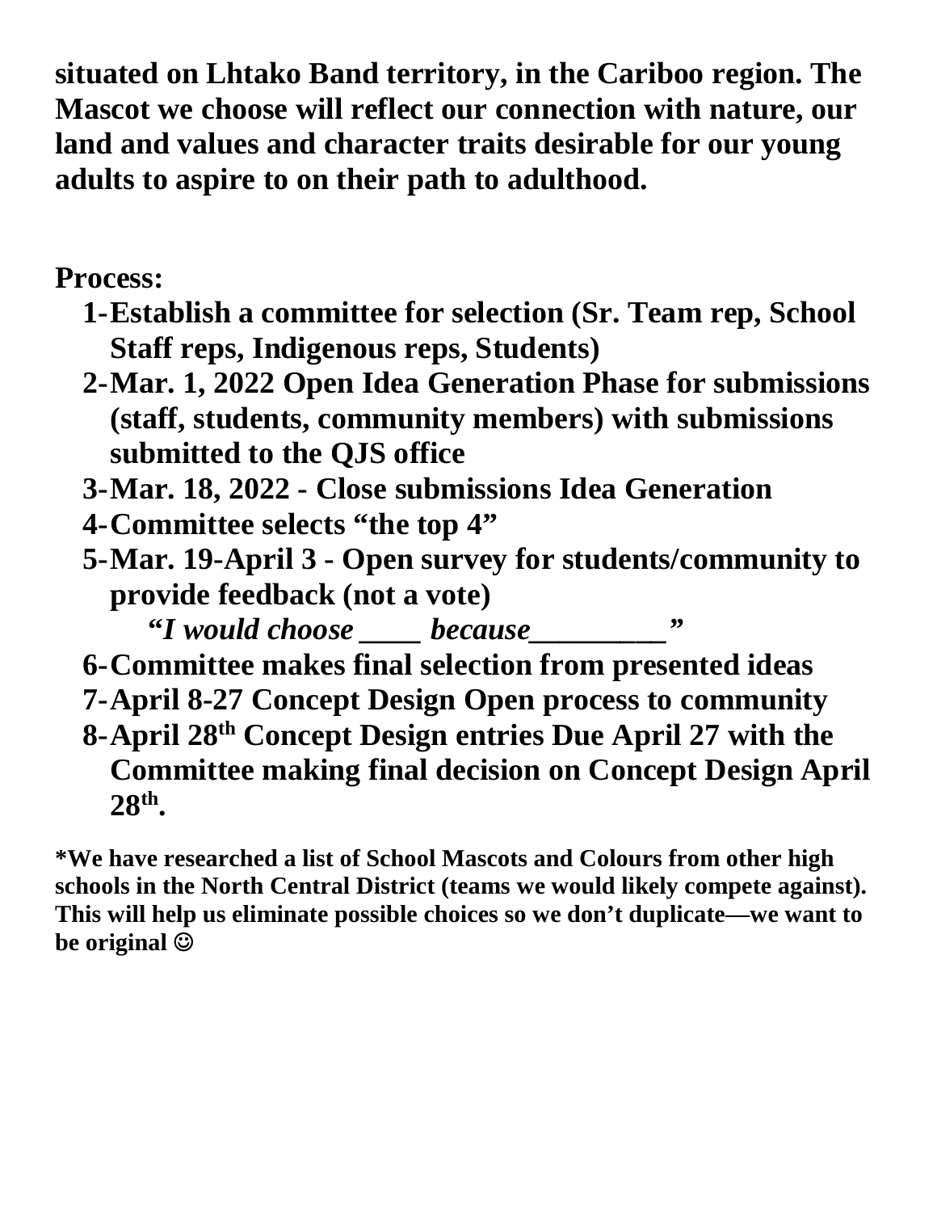**situated on Lhtako Band territory, in the Cariboo region. The Mascot we choose will reflect our connection with nature, our land and values and character traits desirable for our young adults to aspire to on their path to adulthood.**

**Process:**

1. **Establish a committee for selection (Sr. Team rep, School Staff reps, Indigenous reps, Students)**
2. **Mar. 1, 2022 Open Idea Generation Phase for submissions (staff, students, community members) with submissions submitted to the QJS office**
3. **Mar. 18, 2022 - Close submissions Idea Generation**
4. **Committee selects "the top 4"**
5. **Mar. 19-April 3 - Open survey for students/community to provide feedback (not a vote)**

   ***"I would choose ____ because_________"***
6. **Committee makes final selection from presented ideas**
7. **April 8-27 Concept Design Open process to community**
8. **April 28th Concept Design entries Due April 27 with the Committee making final decision on Concept Design April 28th.**

**\*We have researched a list of School Mascots and Colours from other high schools in the North Central District (teams we would likely compete against). This will help us eliminate possible choices so we don't duplicate—we want to be original ☺**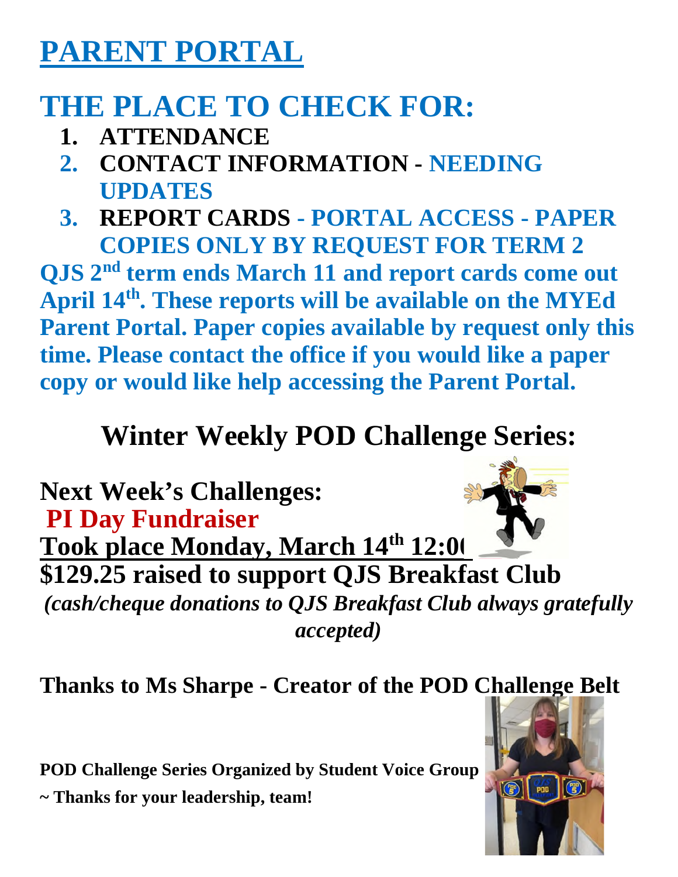# PARENT PORTAL

## THE PLACE TO CHECK FOR:

1. **ATTENDANCE**
2. **CONTACT INFORMATION - NEEDING UPDATES**
3. **REPORT CARDS - PORTAL ACCESS - PAPER COPIES ONLY BY REQUEST FOR TERM 2**

**QJS 2nd term ends March 11 and report cards come out April 14th. These reports will be available on the MYEd Parent Portal. Paper copies available by request only this time. Please contact the office if you would like a paper copy or would like help accessing the Parent Portal.**

## Winter Weekly POD Challenge Series:

**Next Week's Challenges:**

**PI Day Fundraiser**

**Took place Monday, March 14th 12:0(**

**$129.25 raised to support QJS Breakfast Club**

***(cash/cheque donations to QJS Breakfast Club always gratefully accepted)***

**Thanks to Ms Sharpe - Creator of the POD Challenge Belt**

**POD Challenge Series Organized by Student Voice Group**

**~ Thanks for your leadership, team!**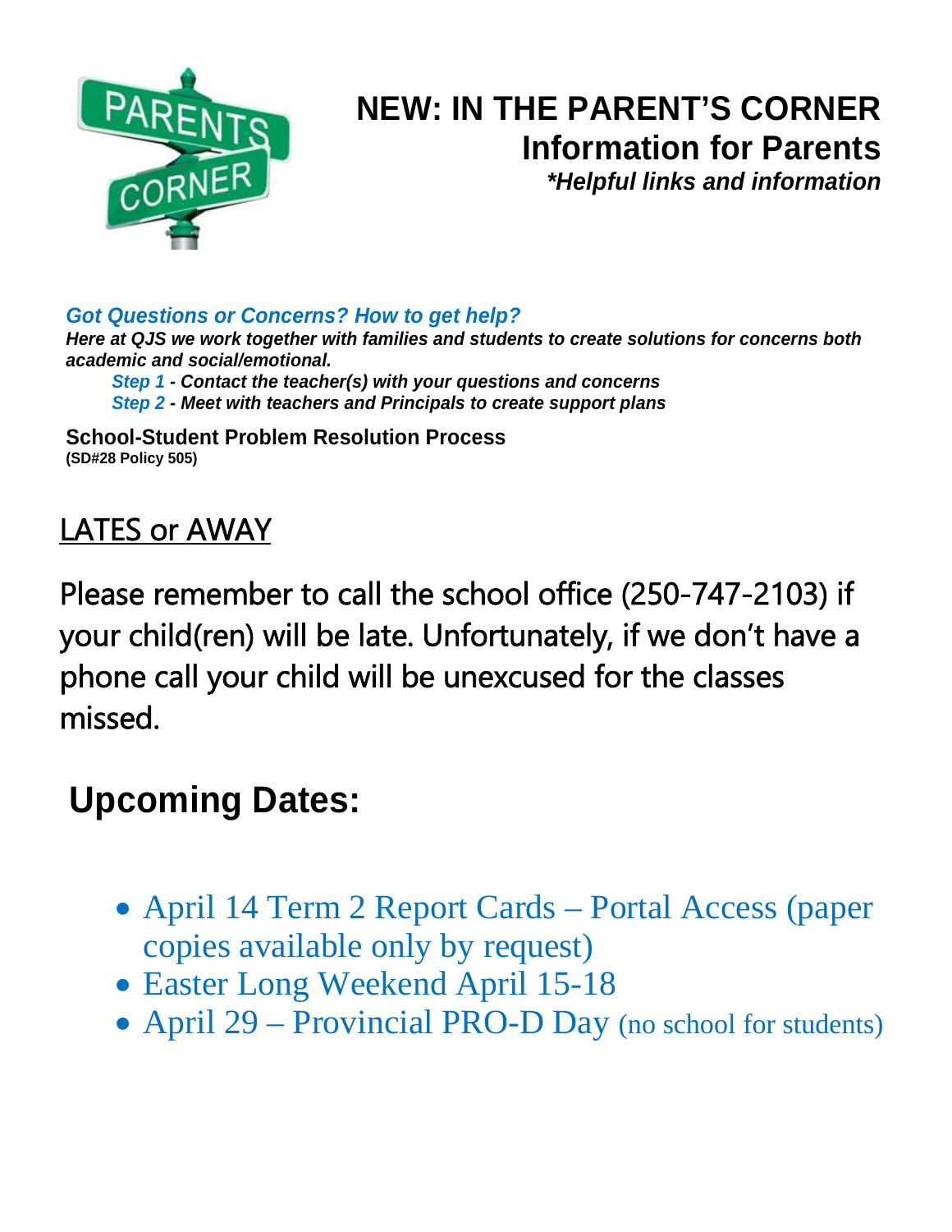# NEW: IN THE PARENT'S CORNER
## Information for Parents
***Helpful links and information***

***Got Questions or Concerns? How to get help?***

***Here at QJS we work together with families and students to create solutions for concerns both academic and social/emotional.***

- ***Step 1 - Contact the teacher(s) with your questions and concerns***
- ***Step 2 - Meet with teachers and Principals to create support plans***

**School-Student Problem Resolution Process**
**(SD#28 Policy 505)**

## LATES or AWAY

Please remember to call the school office (250-747-2103) if your child(ren) will be late. Unfortunately, if we don't have a phone call your child will be unexcused for the classes missed.

## Upcoming Dates:

- April 14 Term 2 Report Cards – Portal Access (paper copies available only by request)
- Easter Long Weekend April 15-18
- April 29 – Provincial PRO-D Day (no school for students)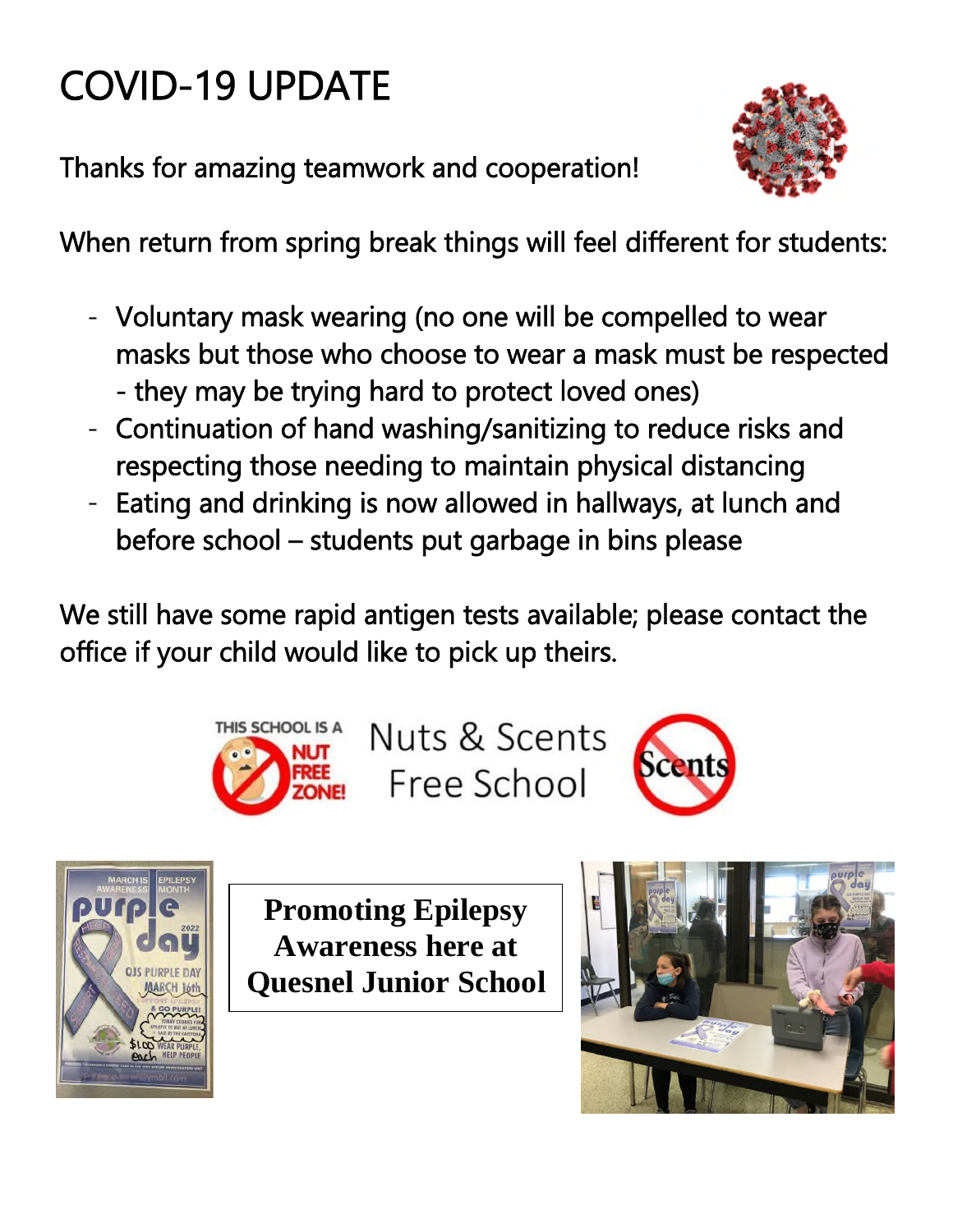# COVID-19 UPDATE

Thanks for amazing teamwork and cooperation!

When return from spring break things will feel different for students:

- Voluntary mask wearing (no one will be compelled to wear masks but those who choose to wear a mask must be respected - they may be trying hard to protect loved ones)
- Continuation of hand washing/sanitizing to reduce risks and respecting those needing to maintain physical distancing
- Eating and drinking is now allowed in hallways, at lunch and before school – students put garbage in bins please

We still have some rapid antigen tests available; please contact the office if your child would like to pick up theirs.

THIS SCHOOL IS A NUT FREE ZONE!

Nuts & Scents Free School

Scents

**Promoting Epilepsy Awareness here at Quesnel Junior School**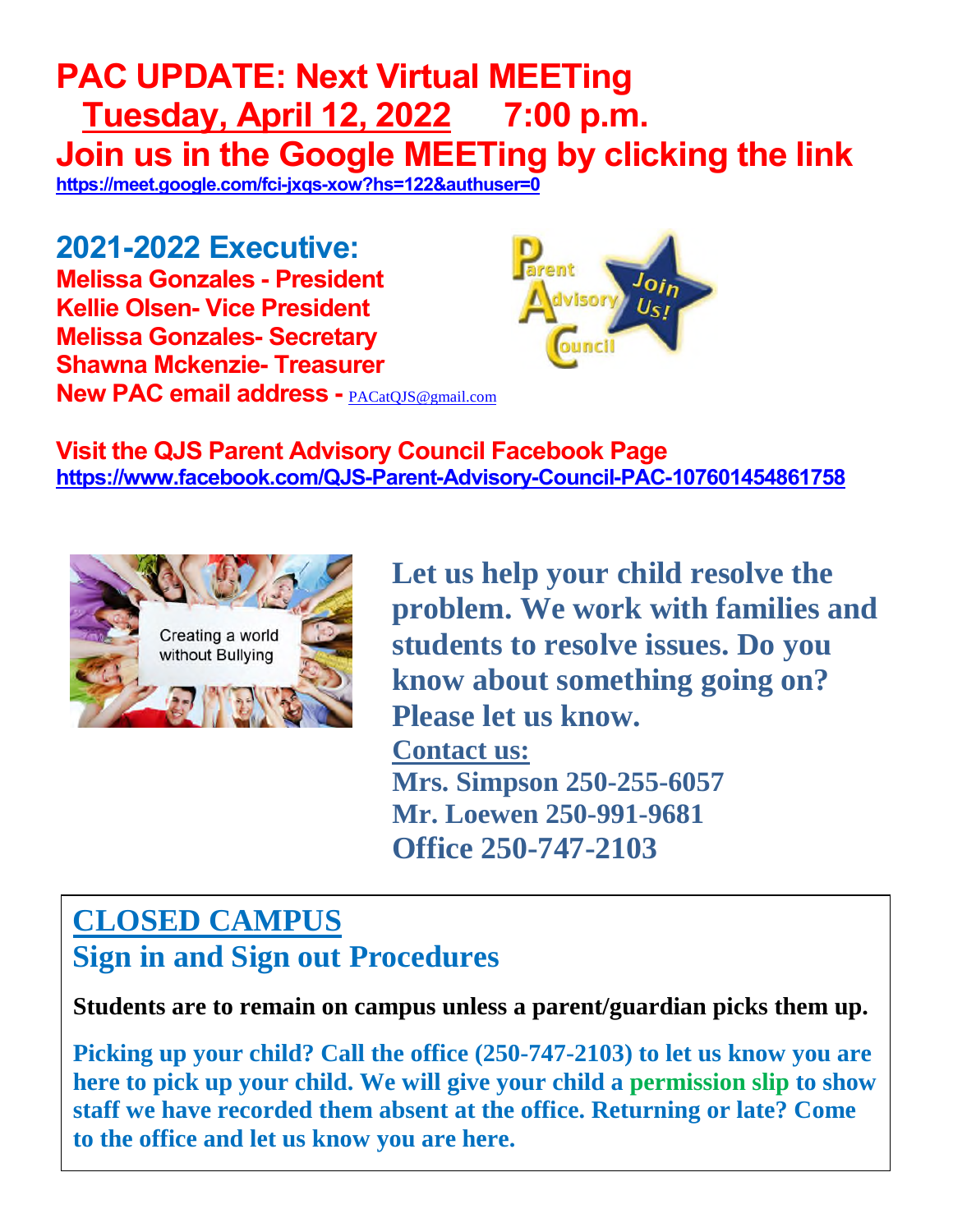# PAC UPDATE: Next Virtual MEETing

## Tuesday, April 12, 2022 7:00 p.m.

## Join us in the Google MEETing by clicking the link

https://meet.google.com/fci-jxqs-xow?hs=122&authuser=0

## 2021-2022 Executive:

**Melissa Gonzales - President**
**Kellie Olsen- Vice President**
**Melissa Gonzales- Secretary**
**Shawna Mckenzie- Treasurer**
**New PAC email address -** PACatQJS@gmail.com

**Visit the QJS Parent Advisory Council Facebook Page**
https://www.facebook.com/QJS-Parent-Advisory-Council-PAC-107601454861758

**Let us help your child resolve the problem. We work with families and students to resolve issues. Do you know about something going on? Please let us know.**

**Contact us:**
**Mrs. Simpson 250-255-6057**
**Mr. Loewen 250-991-9681**
**Office 250-747-2103**

## CLOSED CAMPUS

## Sign in and Sign out Procedures

**Students are to remain on campus unless a parent/guardian picks them up.**

**Picking up your child? Call the office (250-747-2103) to let us know you are here to pick up your child. We will give your child a permission slip to show staff we have recorded them absent at the office. Returning or late? Come to the office and let us know you are here.**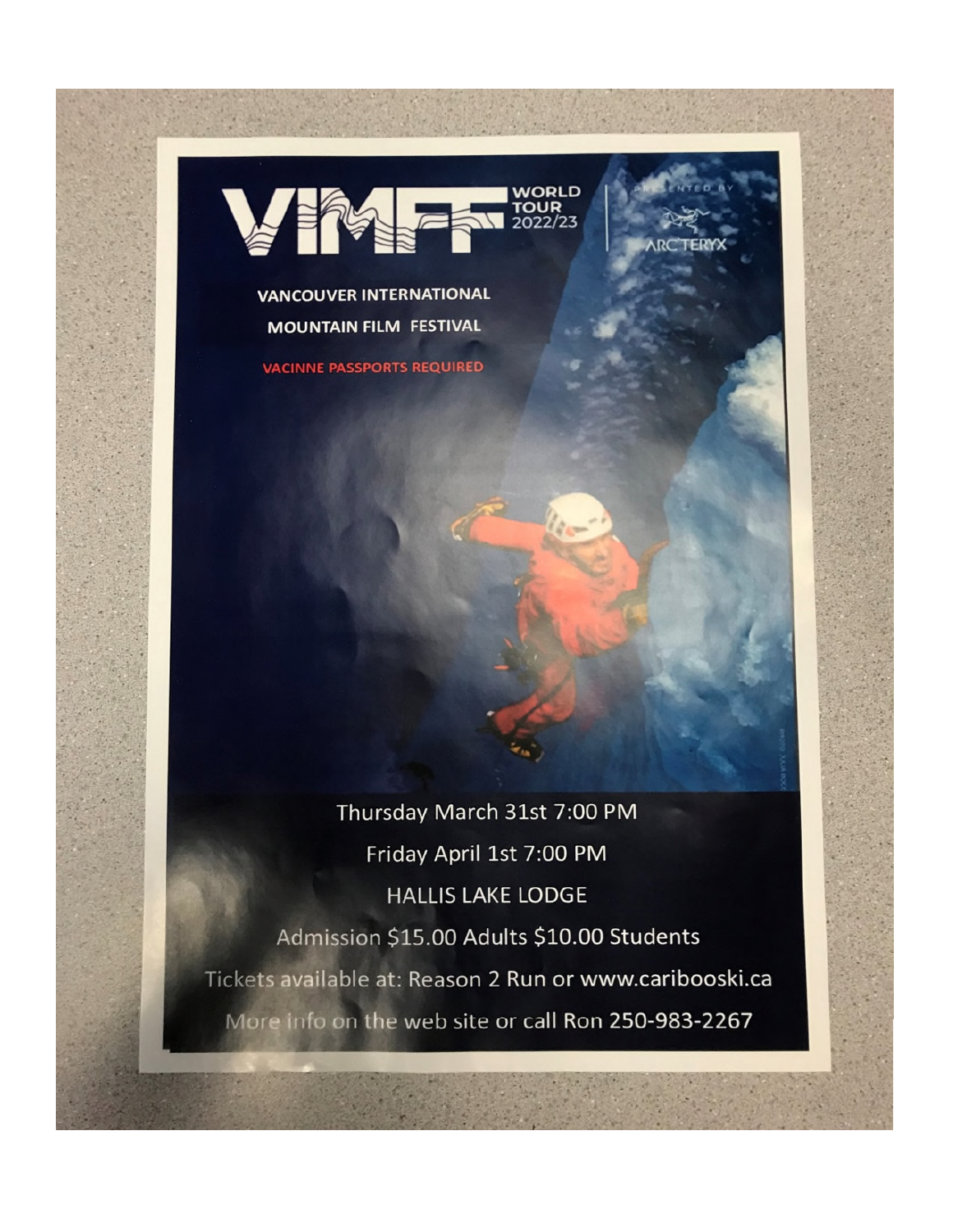# VIMFF WORLD TOUR 2022/23

PRESENTED BY ARC'TERYX

## VANCOUVER INTERNATIONAL MOUNTAIN FILM FESTIVAL

VACINNE PASSPORTS REQUIRED

Thursday March 31st 7:00 PM

Friday April 1st 7:00 PM

HALLIS LAKE LODGE

Admission $15.00 Adults $10.00 Students

Tickets available at: Reason 2 Run or www.cariboo­ski.ca

More info on the web site or call Ron 250-983-2267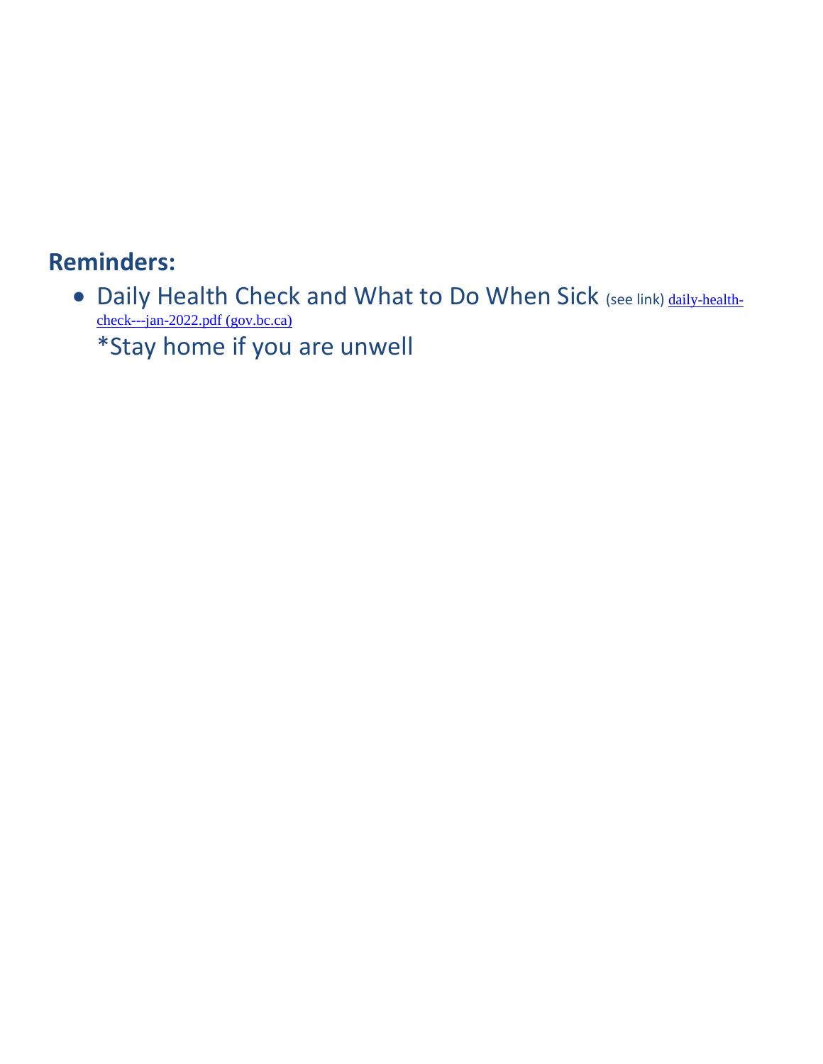## Reminders:

- Daily Health Check and What to Do When Sick (see link) [daily-health-check---jan-2022.pdf (gov.bc.ca)]

  *Stay home if you are unwell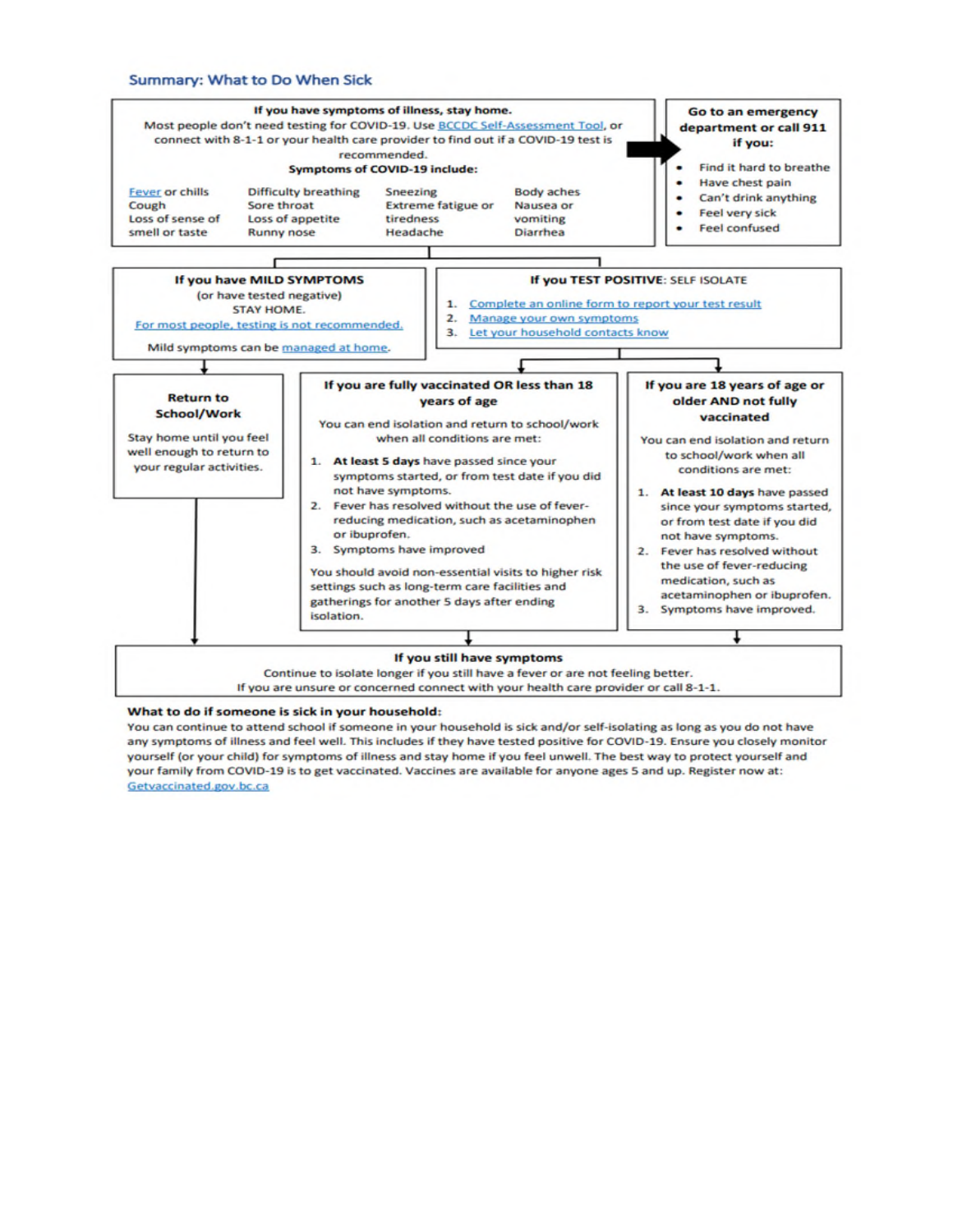## Summary: What to Do When Sick

**If you have symptoms of illness, stay home.**

Most people don't need testing for COVID-19. Use BCCDC Self-Assessment Tool, or connect with 8-1-1 or your health care provider to find out if a COVID-19 test is recommended.

**Symptoms of COVID-19 include:**

| | | | |
|---|---|---|---|
| Fever or chills | Difficulty breathing | Sneezing | Body aches |
| Cough | Sore throat | Extreme fatigue or tiredness | Nausea or vomiting |
| Loss of sense of smell or taste | Loss of appetite | Headache | Diarrhea |
| | Runny nose | | |

**Go to an emergency department or call 911 if you:**

- Find it hard to breathe
- Have chest pain
- Can't drink anything
- Feel very sick
- Feel confused

**If you have MILD SYMPTOMS**
(or have tested negative)
STAY HOME.
For most people, testing is not recommended.

Mild symptoms can be managed at home.

**Return to School/Work**

Stay home until you feel well enough to return to your regular activities.

**If you TEST POSITIVE**: SELF ISOLATE

1. Complete an online form to report your test result
2. Manage your own symptoms
3. Let your household contacts know

**If you are fully vaccinated OR less than 18 years of age**

You can end isolation and return to school/work when all conditions are met:

1. **At least 5 days** have passed since your symptoms started, or from test date if you did not have symptoms.
2. Fever has resolved without the use of fever-reducing medication, such as acetaminophen or ibuprofen.
3. Symptoms have improved

You should avoid non-essential visits to higher risk settings such as long-term care facilities and gatherings for another 5 days after ending isolation.

**If you are 18 years of age or older AND not fully vaccinated**

You can end isolation and return to school/work when all conditions are met:

1. **At least 10 days** have passed since your symptoms started, or from test date if you did not have symptoms.
2. Fever has resolved without the use of fever-reducing medication, such as acetaminophen or ibuprofen.
3. Symptoms have improved.

**If you still have symptoms**

Continue to isolate longer if you still have a fever or are not feeling better.
If you are unsure or concerned connect with your health care provider or call 8-1-1.

**What to do if someone is sick in your household:**

You can continue to attend school if someone in your household is sick and/or self-isolating as long as you do not have any symptoms of illness and feel well. This includes if they have tested positive for COVID-19. Ensure you closely monitor yourself (or your child) for symptoms of illness and stay home if you feel unwell. The best way to protect yourself and your family from COVID-19 is to get vaccinated. Vaccines are available for anyone ages 5 and up. Register now at: Getvaccinated.gov.bc.ca